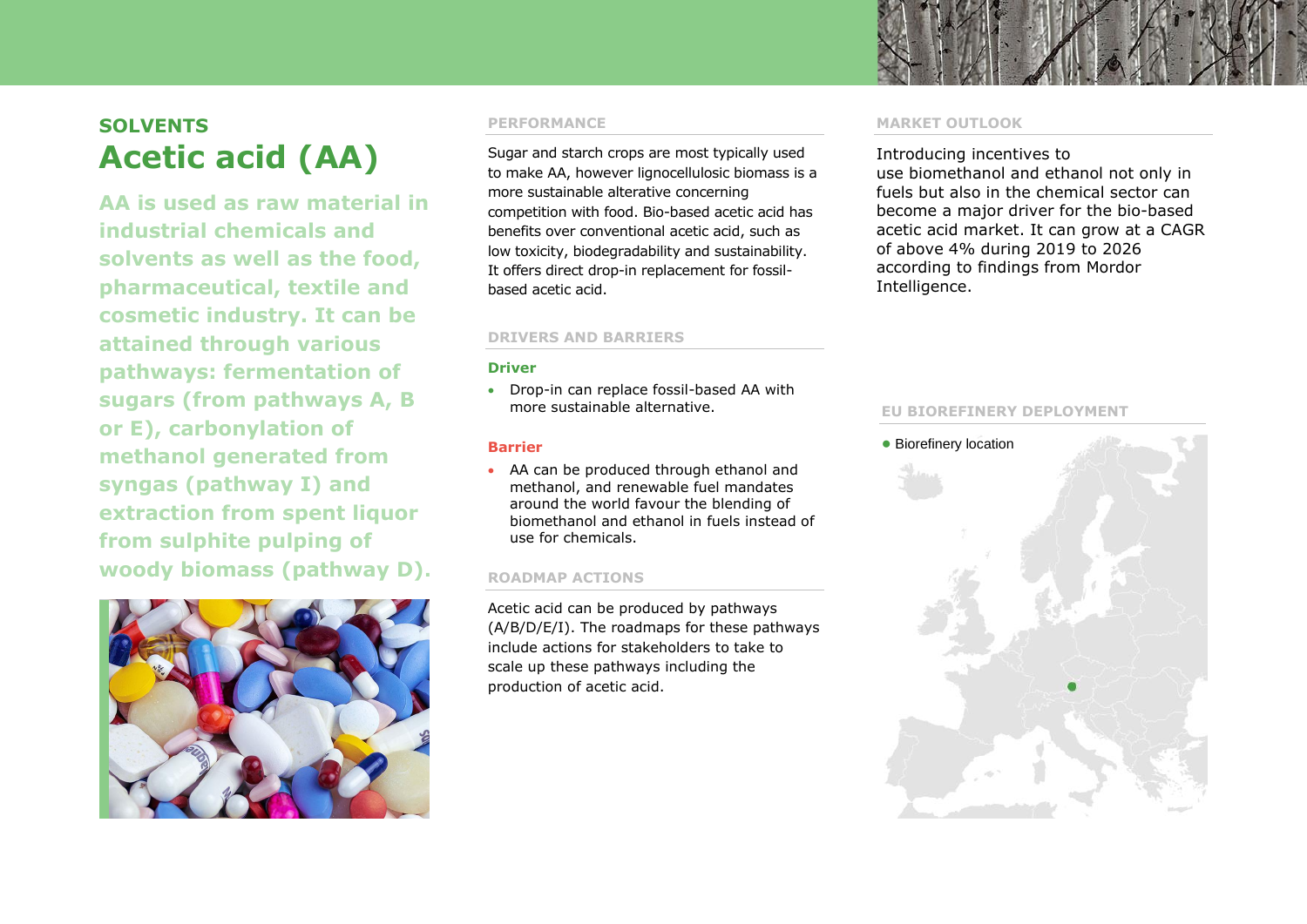## SOLVENTS

# Acetic acid (AA)

**AA is used as raw material in industrial chemicals and solvents as well as the food, pharmaceutical, textile and cosmetic industry. It can be attained through various pathways: fermentation of sugars (from pathways A, B or E), carbonylation of methanol generated from syngas (pathway I) and extraction from spent liquor from sulphite pulping of woody biomass (pathway D).**

### PERFORMANCE

Sugar and starch crops are most typically used to make AA, however lignocellulosic biomass is a more sustainable alterative concerning competition with food. Bio-based acetic acid has benefits over conventional acetic acid, such as low toxicity, biodegradability and sustainability. It offers direct drop-in replacement for fossil-based acetic acid.

### DRIVERS AND BARRIERS

**Driver**

- Drop-in can replace fossil-based AA with more sustainable alternative.

**Barrier**

- AA can be produced through ethanol and methanol, and renewable fuel mandates around the world favour the blending of biomethanol and ethanol in fuels instead of use for chemicals.

### ROADMAP ACTIONS

Acetic acid can be produced by pathways (A/B/D/E/I). The roadmaps for these pathways include actions for stakeholders to take to scale up these pathways including the production of acetic acid.

### MARKET OUTLOOK

Introducing incentives to use biomethanol and ethanol not only in fuels but also in the chemical sector can become a major driver for the bio-based acetic acid market. It can grow at a CAGR of above 4% during 2019 to 2026 according to findings from Mordor Intelligence.

### EU BIOREFINERY DEPLOYMENT

● Biorefinery location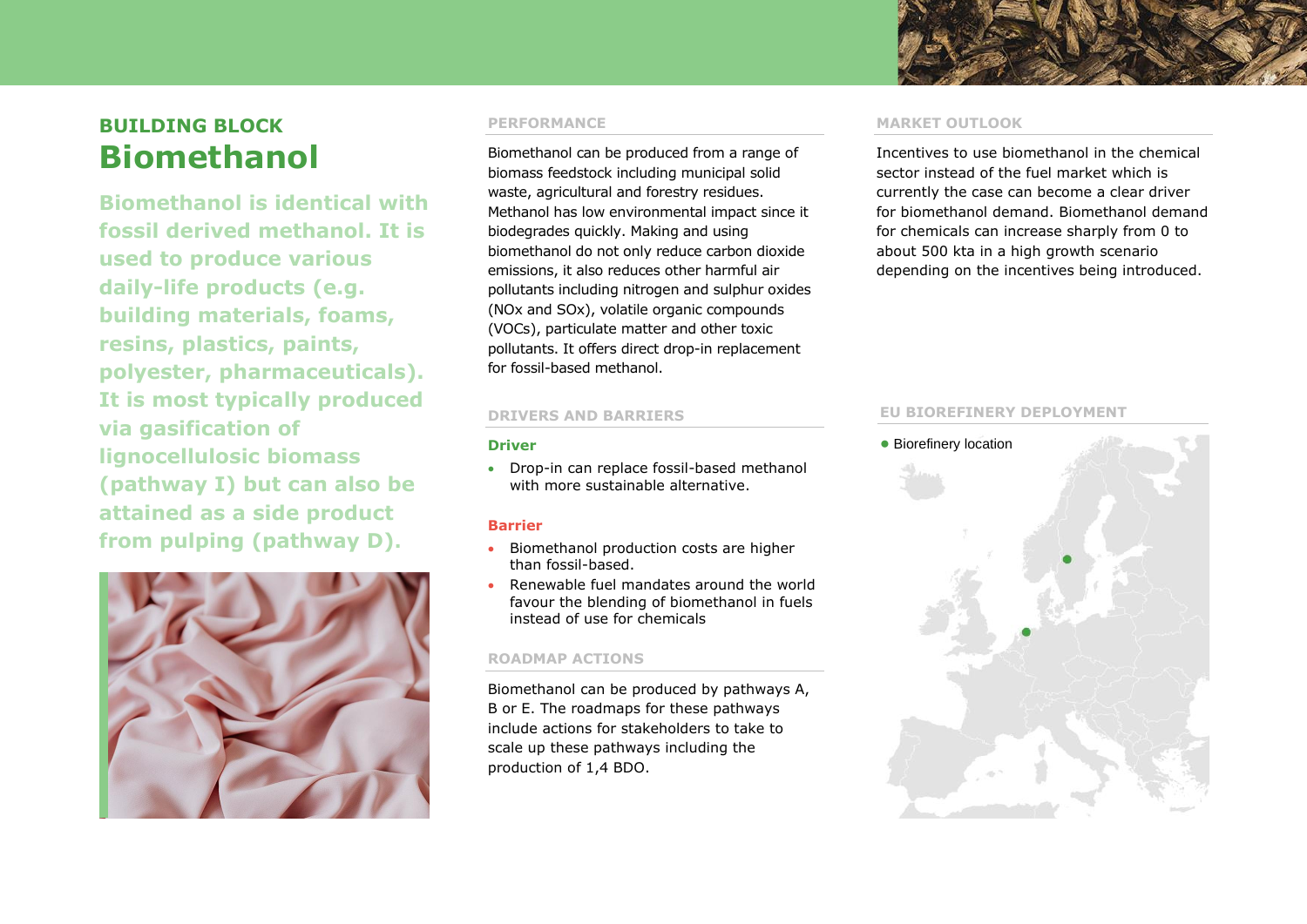## BUILDING BLOCK
# Biomethanol

**Biomethanol is identical with fossil derived methanol. It is used to produce various daily-life products (e.g. building materials, foams, resins, plastics, paints, polyester, pharmaceuticals). It is most typically produced via gasification of lignocellulosic biomass (pathway I) but can also be attained as a side product from pulping (pathway D).**

### PERFORMANCE

Biomethanol can be produced from a range of biomass feedstock including municipal solid waste, agricultural and forestry residues. Methanol has low environmental impact since it biodegrades quickly. Making and using biomethanol do not only reduce carbon dioxide emissions, it also reduces other harmful air pollutants including nitrogen and sulphur oxides (NOx and SOx), volatile organic compounds (VOCs), particulate matter and other toxic pollutants. It offers direct drop-in replacement for fossil-based methanol.

### DRIVERS AND BARRIERS

**Driver**

- Drop-in can replace fossil-based methanol with more sustainable alternative.

**Barrier**

- Biomethanol production costs are higher than fossil-based.
- Renewable fuel mandates around the world favour the blending of biomethanol in fuels instead of use for chemicals

### ROADMAP ACTIONS

Biomethanol can be produced by pathways A, B or E. The roadmaps for these pathways include actions for stakeholders to take to scale up these pathways including the production of 1,4 BDO.

### MARKET OUTLOOK

Incentives to use biomethanol in the chemical sector instead of the fuel market which is currently the case can become a clear driver for biomethanol demand. Biomethanol demand for chemicals can increase sharply from 0 to about 500 kta in a high growth scenario depending on the incentives being introduced.

### EU BIOREFINERY DEPLOYMENT

● Biorefinery location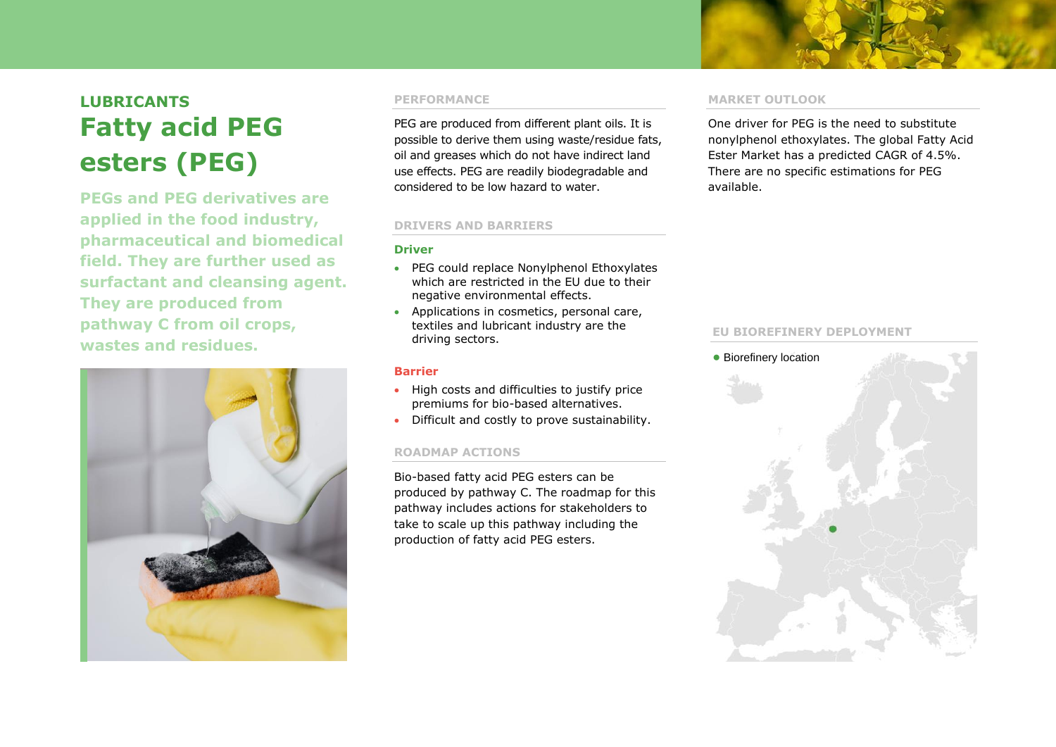## LUBRICANTS

# Fatty acid PEG esters (PEG)

**PEGs and PEG derivatives are applied in the food industry, pharmaceutical and biomedical field. They are further used as surfactant and cleansing agent. They are produced from pathway C from oil crops, wastes and residues.**

### PERFORMANCE

PEG are produced from different plant oils. It is possible to derive them using waste/residue fats, oil and greases which do not have indirect land use effects. PEG are readily biodegradable and considered to be low hazard to water.

### DRIVERS AND BARRIERS

**Driver**

- PEG could replace Nonylphenol Ethoxylates which are restricted in the EU due to their negative environmental effects.
- Applications in cosmetics, personal care, textiles and lubricant industry are the driving sectors.

**Barrier**

- High costs and difficulties to justify price premiums for bio-based alternatives.
- Difficult and costly to prove sustainability.

### ROADMAP ACTIONS

Bio-based fatty acid PEG esters can be produced by pathway C. The roadmap for this pathway includes actions for stakeholders to take to scale up this pathway including the production of fatty acid PEG esters.

### MARKET OUTLOOK

One driver for PEG is the need to substitute nonylphenol ethoxylates. The global Fatty Acid Ester Market has a predicted CAGR of 4.5%. There are no specific estimations for PEG available.

### EU BIOREFINERY DEPLOYMENT

Biorefinery location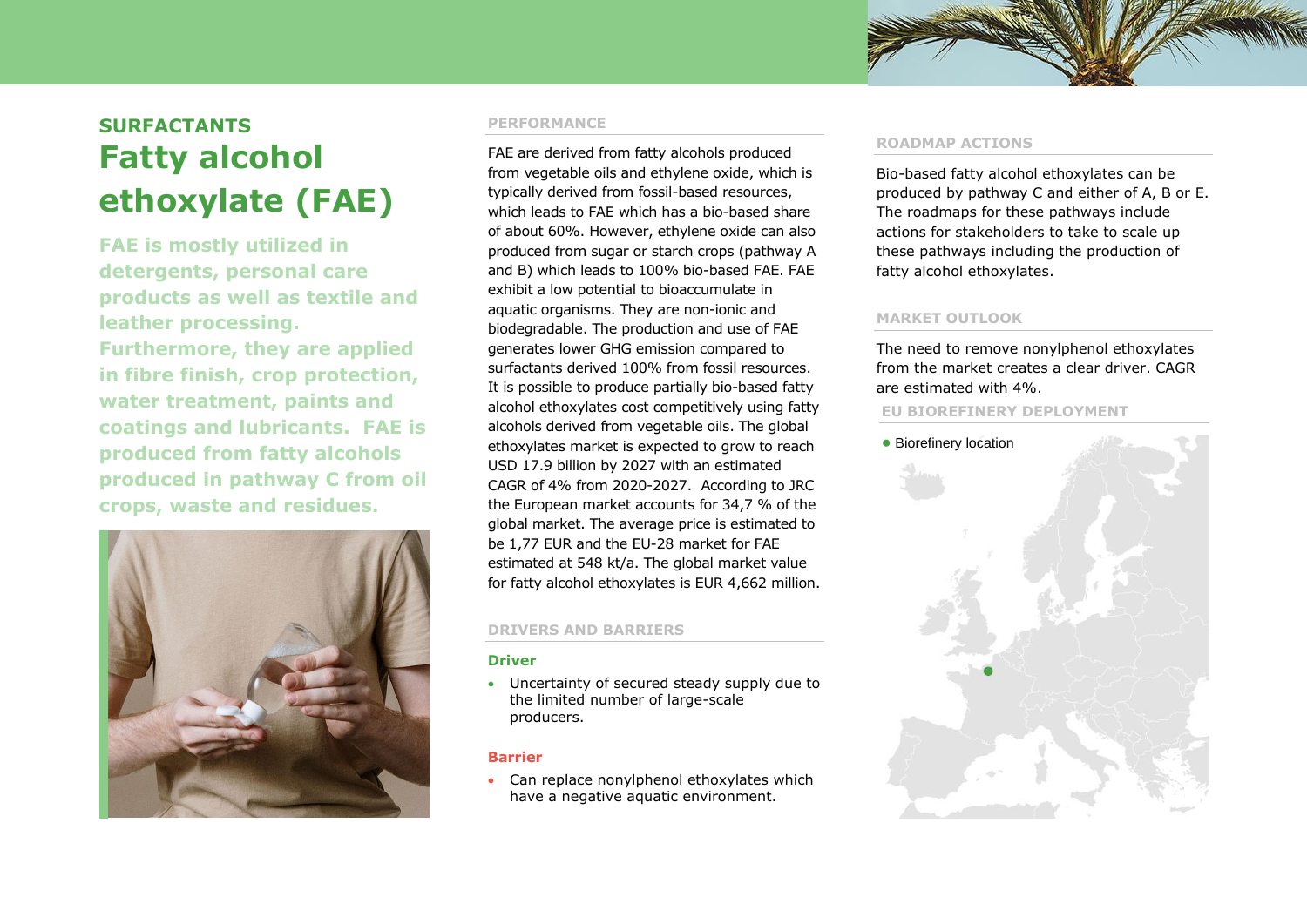## SURFACTANTS

# Fatty alcohol ethoxylate (FAE)

**FAE is mostly utilized in detergents, personal care products as well as textile and leather processing. Furthermore, they are applied in fibre finish, crop protection, water treatment, paints and coatings and lubricants. FAE is produced from fatty alcohols produced in pathway C from oil crops, waste and residues.**

### PERFORMANCE

FAE are derived from fatty alcohols produced from vegetable oils and ethylene oxide, which is typically derived from fossil-based resources, which leads to FAE which has a bio-based share of about 60%. However, ethylene oxide can also produced from sugar or starch crops (pathway A and B) which leads to 100% bio-based FAE. FAE exhibit a low potential to bioaccumulate in aquatic organisms. They are non-ionic and biodegradable. The production and use of FAE generates lower GHG emission compared to surfactants derived 100% from fossil resources. It is possible to produce partially bio-based fatty alcohol ethoxylates cost competitively using fatty alcohols derived from vegetable oils. The global ethoxylates market is expected to grow to reach USD 17.9 billion by 2027 with an estimated CAGR of 4% from 2020-2027. According to JRC the European market accounts for 34,7 % of the global market. The average price is estimated to be 1,77 EUR and the EU-28 market for FAE estimated at 548 kt/a. The global market value for fatty alcohol ethoxylates is EUR 4,662 million.

### DRIVERS AND BARRIERS

**Driver**

- Uncertainty of secured steady supply due to the limited number of large-scale producers.

**Barrier**

- Can replace nonylphenol ethoxylates which have a negative aquatic environment.

### ROADMAP ACTIONS

Bio-based fatty alcohol ethoxylates can be produced by pathway C and either of A, B or E. The roadmaps for these pathways include actions for stakeholders to take to scale up these pathways including the production of fatty alcohol ethoxylates.

### MARKET OUTLOOK

The need to remove nonylphenol ethoxylates from the market creates a clear driver. CAGR are estimated with 4%.

### EU BIOREFINERY DEPLOYMENT

Biorefinery location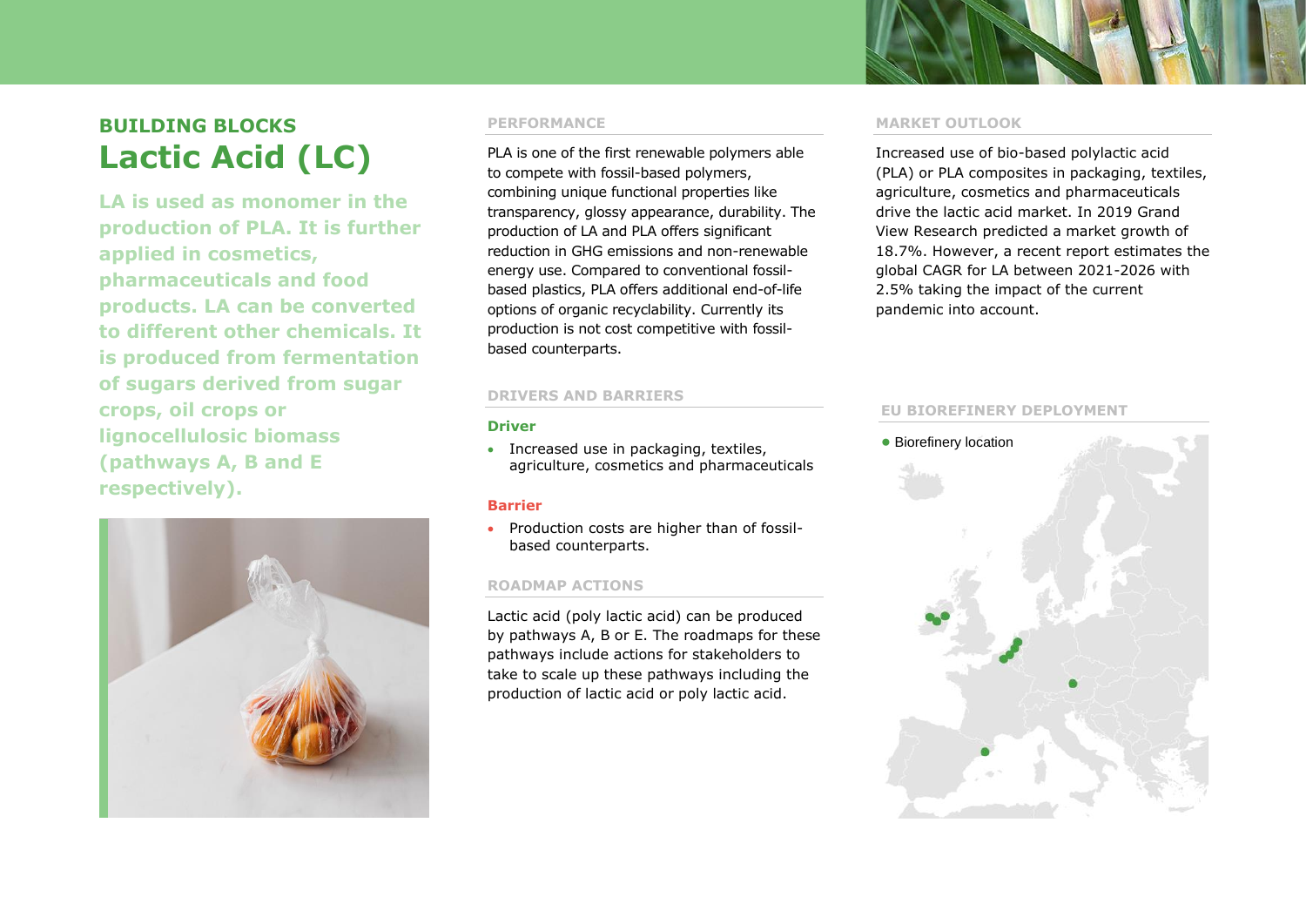## BUILDING BLOCKS

# Lactic Acid (LC)

**LA is used as monomer in the production of PLA. It is further applied in cosmetics, pharmaceuticals and food products. LA can be converted to different other chemicals. It is produced from fermentation of sugars derived from sugar crops, oil crops or lignocellulosic biomass (pathways A, B and E respectively).**

### PERFORMANCE

PLA is one of the first renewable polymers able to compete with fossil-based polymers, combining unique functional properties like transparency, glossy appearance, durability. The production of LA and PLA offers significant reduction in GHG emissions and non-renewable energy use. Compared to conventional fossil-based plastics, PLA offers additional end-of-life options of organic recyclability. Currently its production is not cost competitive with fossil-based counterparts.

### DRIVERS AND BARRIERS

**Driver**

- Increased use in packaging, textiles, agriculture, cosmetics and pharmaceuticals

**Barrier**

- Production costs are higher than of fossil-based counterparts.

### ROADMAP ACTIONS

Lactic acid (poly lactic acid) can be produced by pathways A, B or E. The roadmaps for these pathways include actions for stakeholders to take to scale up these pathways including the production of lactic acid or poly lactic acid.

### MARKET OUTLOOK

Increased use of bio-based polylactic acid (PLA) or PLA composites in packaging, textiles, agriculture, cosmetics and pharmaceuticals drive the lactic acid market. In 2019 Grand View Research predicted a market growth of 18.7%. However, a recent report estimates the global CAGR for LA between 2021-2026 with 2.5% taking the impact of the current pandemic into account.

### EU BIOREFINERY DEPLOYMENT

Biorefinery location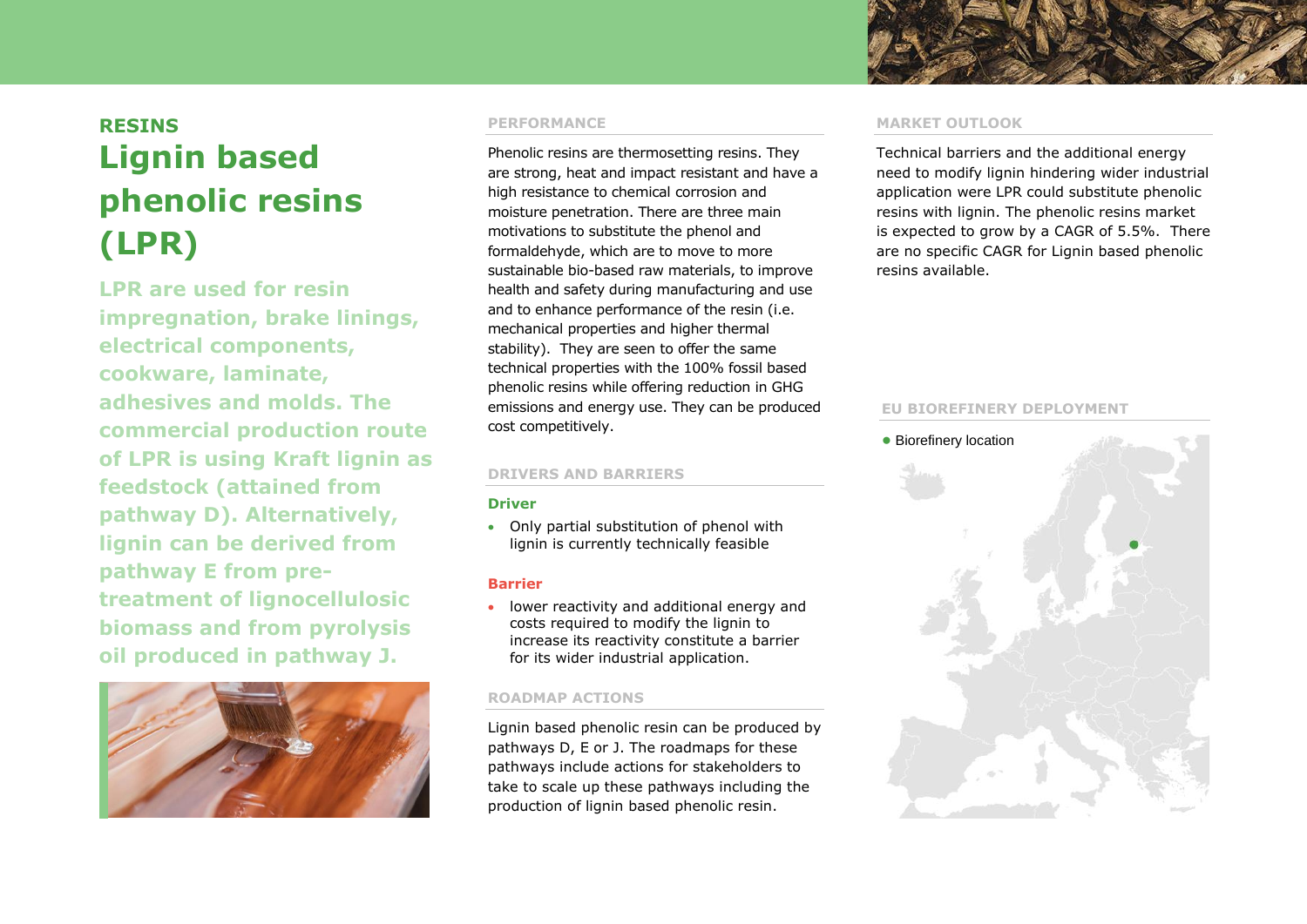RESINS

# Lignin based phenolic resins (LPR)

**LPR are used for resin impregnation, brake linings, electrical components, cookware, laminate, adhesives and molds. The commercial production route of LPR is using Kraft lignin as feedstock (attained from pathway D). Alternatively, lignin can be derived from pathway E from pre-treatment of lignocellulosic biomass and from pyrolysis oil produced in pathway J.**

## PERFORMANCE

Phenolic resins are thermosetting resins. They are strong, heat and impact resistant and have a high resistance to chemical corrosion and moisture penetration. There are three main motivations to substitute the phenol and formaldehyde, which are to move to more sustainable bio-based raw materials, to improve health and safety during manufacturing and use and to enhance performance of the resin (i.e. mechanical properties and higher thermal stability). They are seen to offer the same technical properties with the 100% fossil based phenolic resins while offering reduction in GHG emissions and energy use. They can be produced cost competitively.

## DRIVERS AND BARRIERS

### Driver

- Only partial substitution of phenol with lignin is currently technically feasible

### Barrier

- lower reactivity and additional energy and costs required to modify the lignin to increase its reactivity constitute a barrier for its wider industrial application.

## ROADMAP ACTIONS

Lignin based phenolic resin can be produced by pathways D, E or J. The roadmaps for these pathways include actions for stakeholders to take to scale up these pathways including the production of lignin based phenolic resin.

## MARKET OUTLOOK

Technical barriers and the additional energy need to modify lignin hindering wider industrial application were LPR could substitute phenolic resins with lignin. The phenolic resins market is expected to grow by a CAGR of 5.5%. There are no specific CAGR for Lignin based phenolic resins available.

## EU BIOREFINERY DEPLOYMENT

● Biorefinery location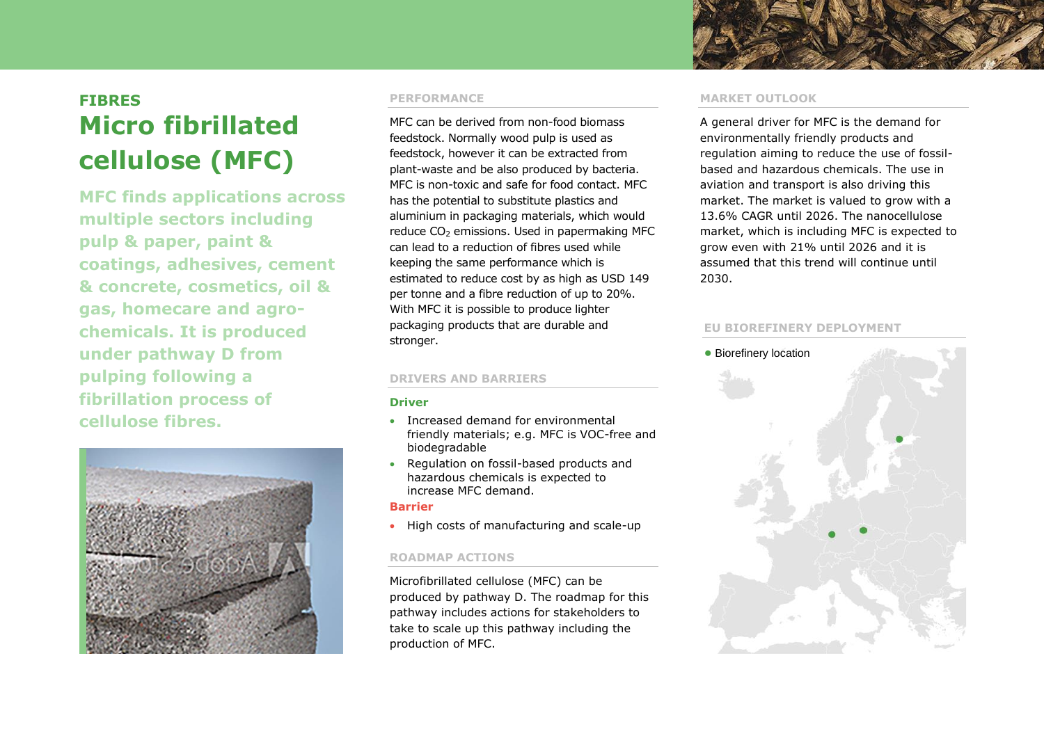FIBRES

# Micro fibrillated cellulose (MFC)

**MFC finds applications across multiple sectors including pulp & paper, paint & coatings, adhesives, cement & concrete, cosmetics, oil & gas, homecare and agro-chemicals. It is produced under pathway D from pulping following a fibrillation process of cellulose fibres.**

## PERFORMANCE

MFC can be derived from non-food biomass feedstock. Normally wood pulp is used as feedstock, however it can be extracted from plant-waste and be also produced by bacteria. MFC is non-toxic and safe for food contact. MFC has the potential to substitute plastics and aluminium in packaging materials, which would reduce $CO_2$ emissions. Used in papermaking MFC can lead to a reduction of fibres used while keeping the same performance which is estimated to reduce cost by as high as USD 149 per tonne and a fibre reduction of up to 20%. With MFC it is possible to produce lighter packaging products that are durable and stronger.

## DRIVERS AND BARRIERS

**Driver**

- Increased demand for environmental friendly materials; e.g. MFC is VOC-free and biodegradable
- Regulation on fossil-based products and hazardous chemicals is expected to increase MFC demand.

**Barrier**

- High costs of manufacturing and scale-up

## ROADMAP ACTIONS

Microfibrillated cellulose (MFC) can be produced by pathway D. The roadmap for this pathway includes actions for stakeholders to take to scale up this pathway including the production of MFC.

## MARKET OUTLOOK

A general driver for MFC is the demand for environmentally friendly products and regulation aiming to reduce the use of fossil-based and hazardous chemicals. The use in aviation and transport is also driving this market. The market is valued to grow with a 13.6% CAGR until 2026. The nanocellulose market, which is including MFC is expected to grow even with 21% until 2026 and it is assumed that this trend will continue until 2030.

## EU BIOREFINERY DEPLOYMENT

Biorefinery location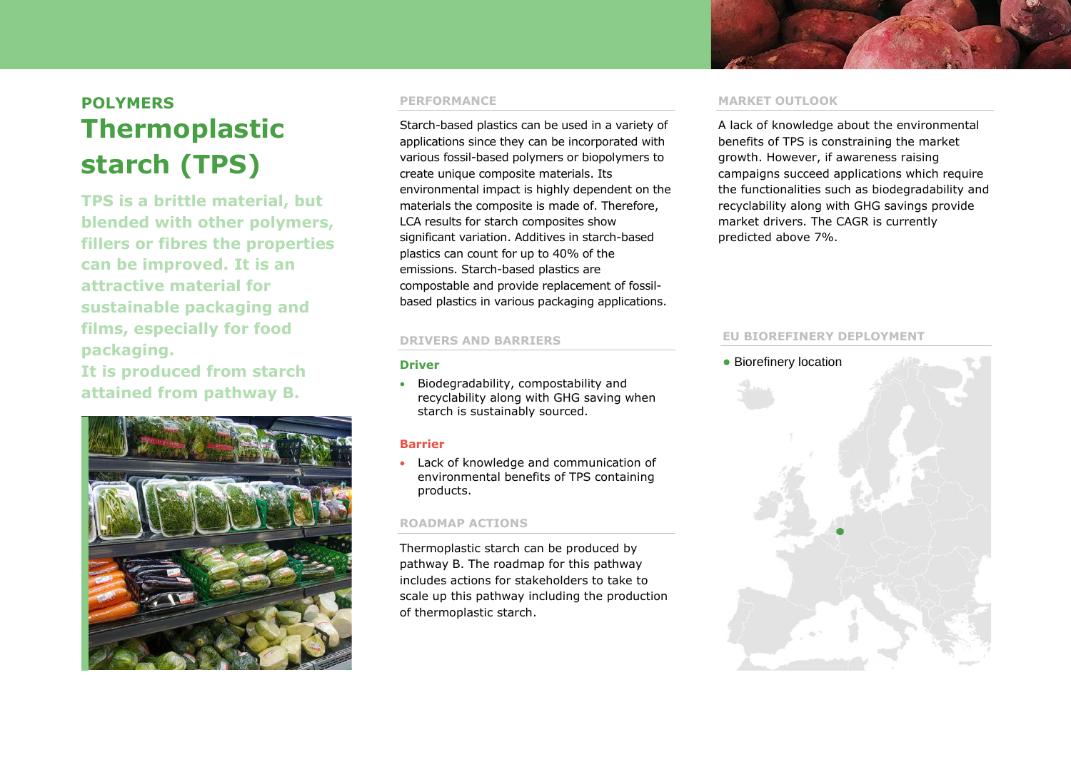## POLYMERS

# Thermoplastic starch (TPS)

**TPS is a brittle material, but blended with other polymers, fillers or fibres the properties can be improved. It is an attractive material for sustainable packaging and films, especially for food packaging.**
**It is produced from starch attained from pathway B.**

### PERFORMANCE

Starch-based plastics can be used in a variety of applications since they can be incorporated with various fossil-based polymers or biopolymers to create unique composite materials. Its environmental impact is highly dependent on the materials the composite is made of. Therefore, LCA results for starch composites show significant variation. Additives in starch-based plastics can count for up to 40% of the emissions. Starch-based plastics are compostable and provide replacement of fossil-based plastics in various packaging applications.

### DRIVERS AND BARRIERS

**Driver**

- Biodegradability, compostability and recyclability along with GHG saving when starch is sustainably sourced.

**Barrier**

- Lack of knowledge and communication of environmental benefits of TPS containing products.

### ROADMAP ACTIONS

Thermoplastic starch can be produced by pathway B. The roadmap for this pathway includes actions for stakeholders to take to scale up this pathway including the production of thermoplastic starch.

### MARKET OUTLOOK

A lack of knowledge about the environmental benefits of TPS is constraining the market growth. However, if awareness raising campaigns succeed applications which require the functionalities such as biodegradability and recyclability along with GHG savings provide market drivers. The CAGR is currently predicted above 7%.

### EU BIOREFINERY DEPLOYMENT

● Biorefinery location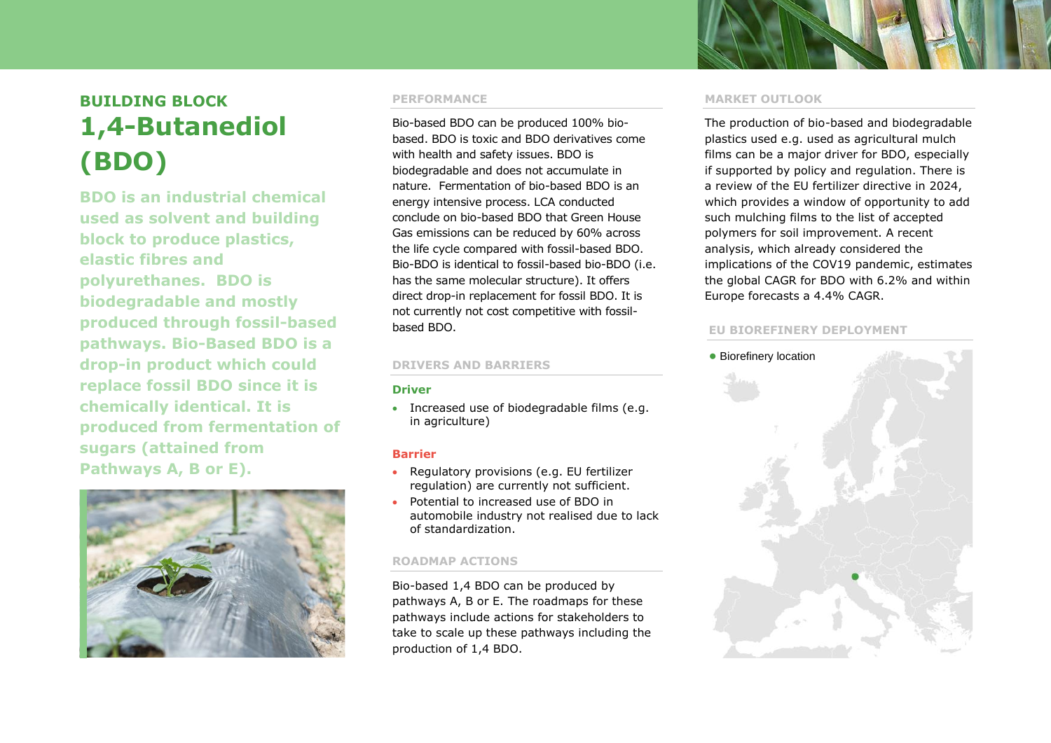BUILDING BLOCK

# 1,4-Butanediol (BDO)

**BDO is an industrial chemical used as solvent and building block to produce plastics, elastic fibres and polyurethanes. BDO is biodegradable and mostly produced through fossil-based pathways. Bio-Based BDO is a drop-in product which could replace fossil BDO since it is chemically identical. It is produced from fermentation of sugars (attained from Pathways A, B or E).**

## PERFORMANCE

Bio-based BDO can be produced 100% bio-based. BDO is toxic and BDO derivatives come with health and safety issues. BDO is biodegradable and does not accumulate in nature. Fermentation of bio-based BDO is an energy intensive process. LCA conducted conclude on bio-based BDO that Green House Gas emissions can be reduced by 60% across the life cycle compared with fossil-based BDO. Bio-BDO is identical to fossil-based bio-BDO (i.e. has the same molecular structure). It offers direct drop-in replacement for fossil BDO. It is not currently not cost competitive with fossil-based BDO.

## DRIVERS AND BARRIERS

### Driver

- Increased use of biodegradable films (e.g. in agriculture)

### Barrier

- Regulatory provisions (e.g. EU fertilizer regulation) are currently not sufficient.
- Potential to increased use of BDO in automobile industry not realised due to lack of standardization.

## ROADMAP ACTIONS

Bio-based 1,4 BDO can be produced by pathways A, B or E. The roadmaps for these pathways include actions for stakeholders to take to scale up these pathways including the production of 1,4 BDO.

## MARKET OUTLOOK

The production of bio-based and biodegradable plastics used e.g. used as agricultural mulch films can be a major driver for BDO, especially if supported by policy and regulation. There is a review of the EU fertilizer directive in 2024, which provides a window of opportunity to add such mulching films to the list of accepted polymers for soil improvement. A recent analysis, which already considered the implications of the COV19 pandemic, estimates the global CAGR for BDO with 6.2% and within Europe forecasts a 4.4% CAGR.

## EU BIOREFINERY DEPLOYMENT

Biorefinery location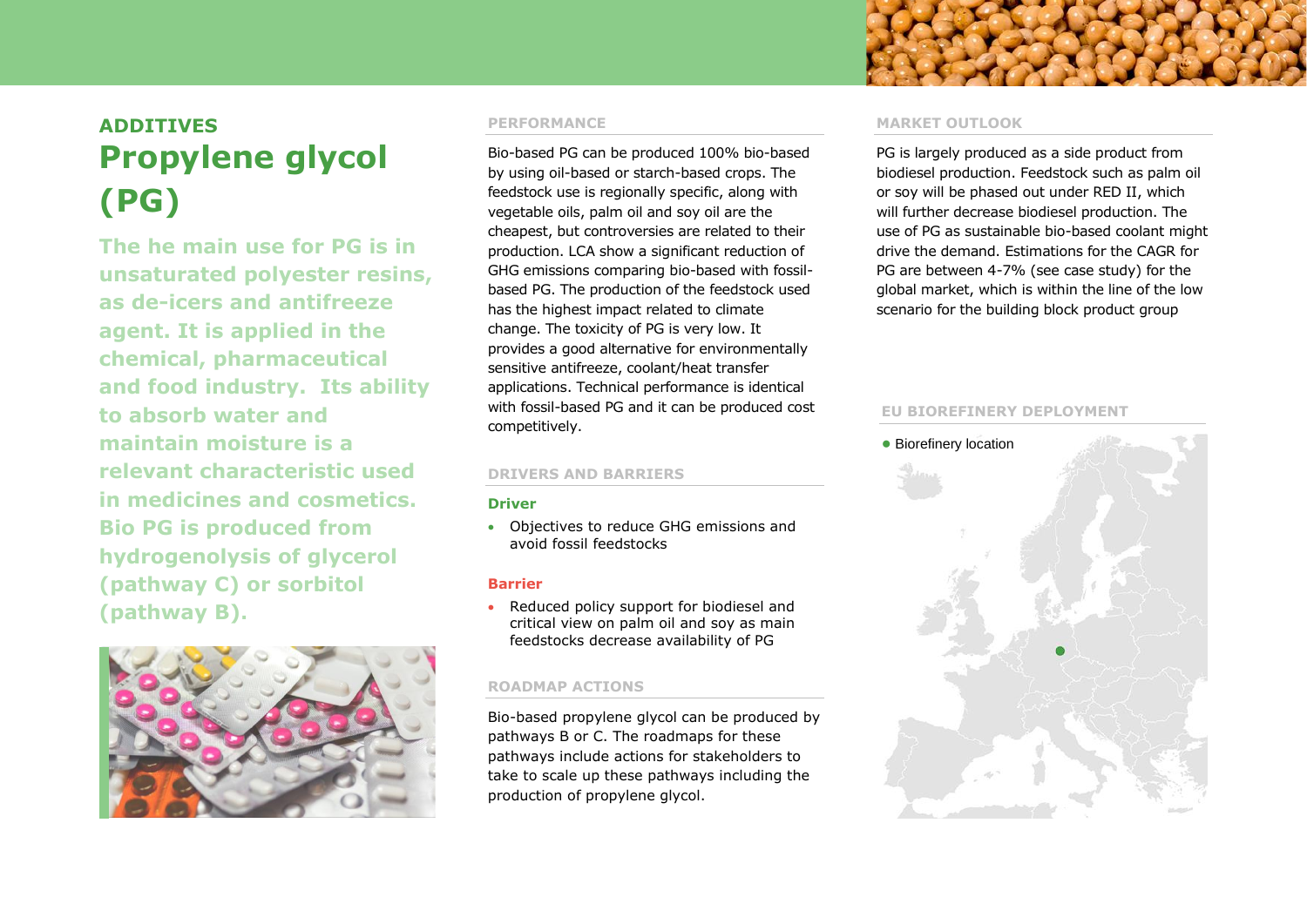ADDITIVES

# Propylene glycol (PG)

**The he main use for PG is in unsaturated polyester resins, as de-icers and antifreeze agent. It is applied in the chemical, pharmaceutical and food industry. Its ability to absorb water and maintain moisture is a relevant characteristic used in medicines and cosmetics. Bio PG is produced from hydrogenolysis of glycerol (pathway C) or sorbitol (pathway B).**

## PERFORMANCE

Bio-based PG can be produced 100% bio-based by using oil-based or starch-based crops. The feedstock use is regionally specific, along with vegetable oils, palm oil and soy oil are the cheapest, but controversies are related to their production. LCA show a significant reduction of GHG emissions comparing bio-based with fossil-based PG. The production of the feedstock used has the highest impact related to climate change. The toxicity of PG is very low. It provides a good alternative for environmentally sensitive antifreeze, coolant/heat transfer applications. Technical performance is identical with fossil-based PG and it can be produced cost competitively.

## DRIVERS AND BARRIERS

### Driver

- Objectives to reduce GHG emissions and avoid fossil feedstocks

### Barrier

- Reduced policy support for biodiesel and critical view on palm oil and soy as main feedstocks decrease availability of PG

## ROADMAP ACTIONS

Bio-based propylene glycol can be produced by pathways B or C. The roadmaps for these pathways include actions for stakeholders to take to scale up these pathways including the production of propylene glycol.

## MARKET OUTLOOK

PG is largely produced as a side product from biodiesel production. Feedstock such as palm oil or soy will be phased out under RED II, which will further decrease biodiesel production. The use of PG as sustainable bio-based coolant might drive the demand. Estimations for the CAGR for PG are between 4-7% (see case study) for the global market, which is within the line of the low scenario for the building block product group

## EU BIOREFINERY DEPLOYMENT

● Biorefinery location